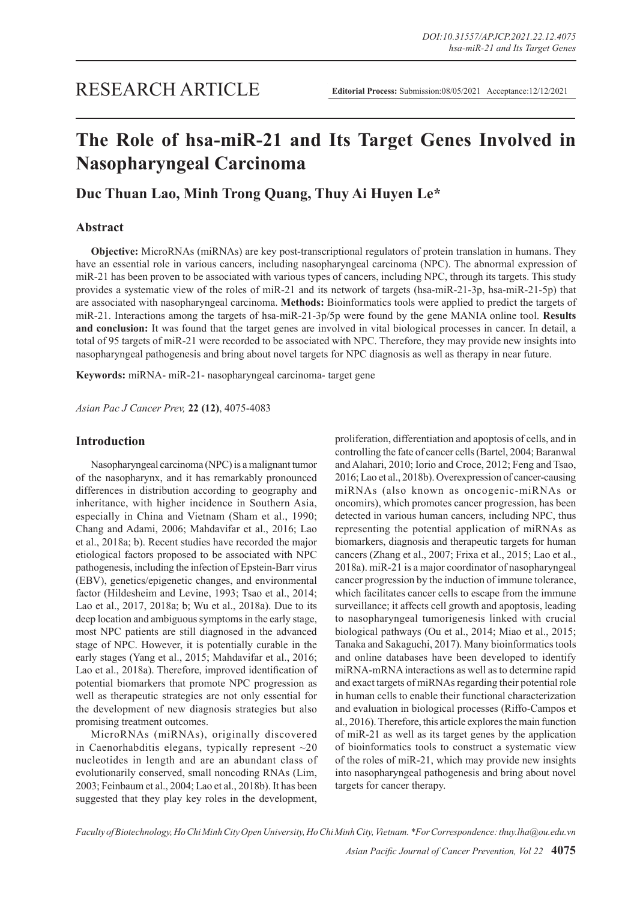RESEARCH ARTICLE

**Editorial Process:** Submission:08/05/2021 Acceptance:12/12/2021

# The Role of hsa-miR-21 and Its Target Genes Involved in Nasopharyngeal Carcinoma

**Duc Thuan Lao, Minh Trong Quang, Thuy Ai Huyen Le***

## Abstract

**Objective:** MicroRNAs (miRNAs) are key post-transcriptional regulators of protein translation in humans. They have an essential role in various cancers, including nasopharyngeal carcinoma (NPC). The abnormal expression of miR-21 has been proven to be associated with various types of cancers, including NPC, through its targets. This study provides a systematic view of the roles of miR-21 and its network of targets (hsa-miR-21-3p, hsa-miR-21-5p) that are associated with nasopharyngeal carcinoma. **Methods:** Bioinformatics tools were applied to predict the targets of miR-21. Interactions among the targets of hsa-miR-21-3p/5p were found by the gene MANIA online tool. **Results and conclusion:** It was found that the target genes are involved in vital biological processes in cancer. In detail, a total of 95 targets of miR-21 were recorded to be associated with NPC. Therefore, they may provide new insights into nasopharyngeal pathogenesis and bring about novel targets for NPC diagnosis as well as therapy in near future.

**Keywords:** miRNA- miR-21- nasopharyngeal carcinoma- target gene

*Asian Pac J Cancer Prev,* **22 (12)**, 4075-4083

## Introduction

Nasopharyngeal carcinoma (NPC) is a malignant tumor of the nasopharynx, and it has remarkably pronounced differences in distribution according to geography and inheritance, with higher incidence in Southern Asia, especially in China and Vietnam (Sham et al., 1990; Chang and Adami, 2006; Mahdavifar et al., 2016; Lao et al., 2018a; b). Recent studies have recorded the major etiological factors proposed to be associated with NPC pathogenesis, including the infection of Epstein-Barr virus (EBV), genetics/epigenetic changes, and environmental factor (Hildesheim and Levine, 1993; Tsao et al., 2014; Lao et al., 2017, 2018a; b; Wu et al., 2018a). Due to its deep location and ambiguous symptoms in the early stage, most NPC patients are still diagnosed in the advanced stage of NPC. However, it is potentially curable in the early stages (Yang et al., 2015; Mahdavifar et al., 2016; Lao et al., 2018a). Therefore, improved identification of potential biomarkers that promote NPC progression as well as therapeutic strategies are not only essential for the development of new diagnosis strategies but also promising treatment outcomes.

MicroRNAs (miRNAs), originally discovered in Caenorhabditis elegans, typically represent ~20 nucleotides in length and are an abundant class of evolutionarily conserved, small noncoding RNAs (Lim, 2003; Feinbaum et al., 2004; Lao et al., 2018b). It has been suggested that they play key roles in the development, proliferation, differentiation and apoptosis of cells, and in controlling the fate of cancer cells (Bartel, 2004; Baranwal and Alahari, 2010; Iorio and Croce, 2012; Feng and Tsao, 2016; Lao et al., 2018b). Overexpression of cancer-causing miRNAs (also known as oncogenic-miRNAs or oncomirs), which promotes cancer progression, has been detected in various human cancers, including NPC, thus representing the potential application of miRNAs as biomarkers, diagnosis and therapeutic targets for human cancers (Zhang et al., 2007; Frixa et al., 2015; Lao et al., 2018a). miR-21 is a major coordinator of nasopharyngeal cancer progression by the induction of immune tolerance, which facilitates cancer cells to escape from the immune surveillance; it affects cell growth and apoptosis, leading to nasopharyngeal tumorigenesis linked with crucial biological pathways (Ou et al., 2014; Miao et al., 2015; Tanaka and Sakaguchi, 2017). Many bioinformatics tools and online databases have been developed to identify miRNA-mRNA interactions as well as to determine rapid and exact targets of miRNAs regarding their potential role in human cells to enable their functional characterization and evaluation in biological processes (Riffo-Campos et al., 2016). Therefore, this article explores the main function of miR-21 as well as its target genes by the application of bioinformatics tools to construct a systematic view of the roles of miR-21, which may provide new insights into nasopharyngeal pathogenesis and bring about novel targets for cancer therapy.

*Faculty of Biotechnology, Ho Chi Minh City Open University, Ho Chi Minh City, Vietnam. *For Correspondence: thuy.lha@ou.edu.vn*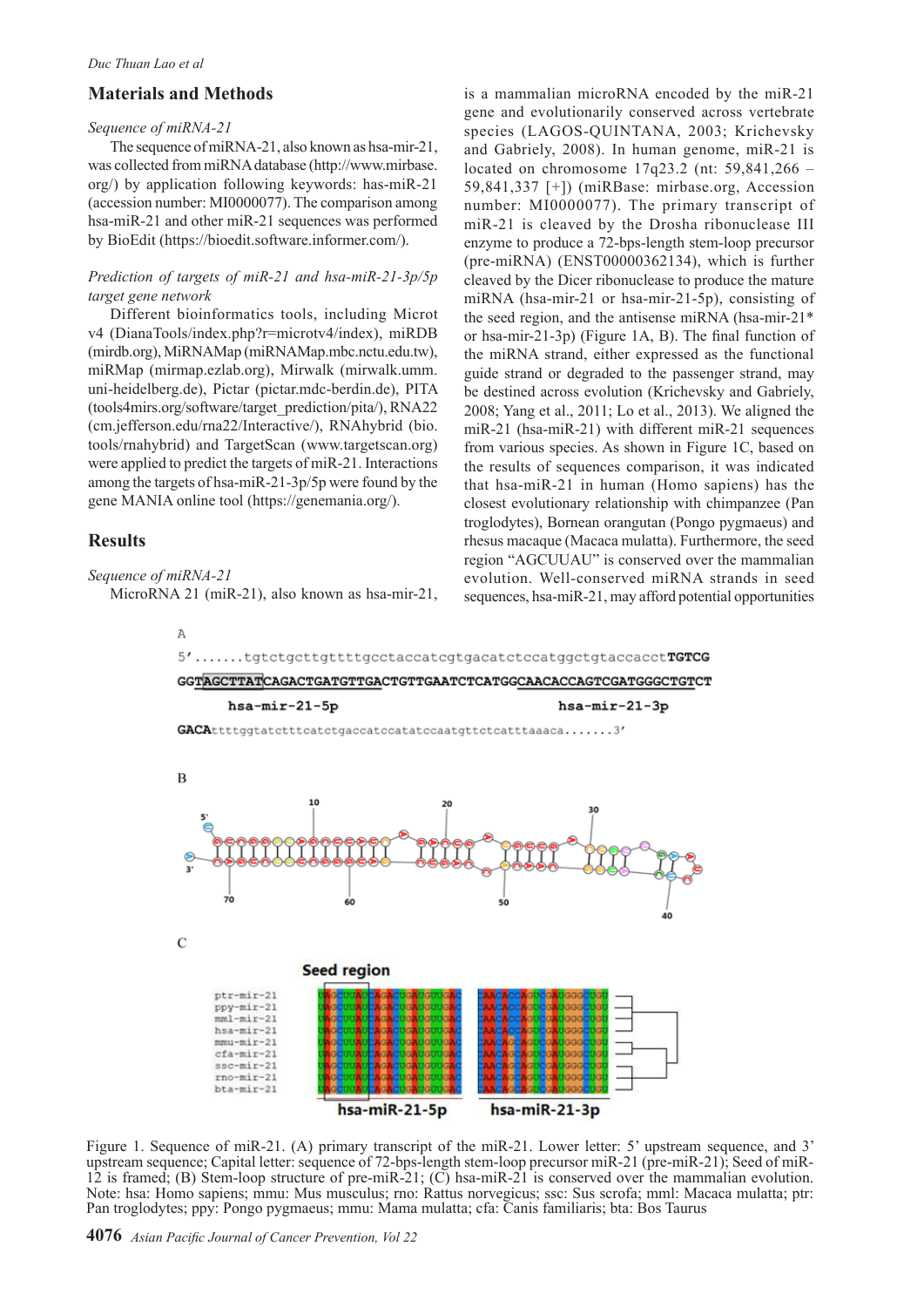## Materials and Methods

*Sequence of miRNA-21*

The sequence of miRNA-21, also known as hsa-mir-21, was collected from miRNA database (http://www.mirbase.org/) by application following keywords: has-miR-21 (accession number: MI0000077). The comparison among hsa-miR-21 and other miR-21 sequences was performed by BioEdit (https://bioedit.software.informer.com/).

*Prediction of targets of miR-21 and hsa-miR-21-3p/5p target gene network*

Different bioinformatics tools, including Microt v4 (DianaTools/index.php?r=microtv4/index), miRDB (mirdb.org), MiRNAMap (miRNAMap.mbc.nctu.edu.tw), miRMap (mirmap.ezlab.org), Mirwalk (mirwalk.umm.uni-heidelberg.de), Pictar (pictar.mdc-berdin.de), PITA (tools4mirs.org/software/target_prediction/pita/), RNA22 (cm.jefferson.edu/rna22/Interactive/), RNAhybrid (bio.tools/rnahybrid) and TargetScan (www.targetscan.org) were applied to predict the targets of miR-21. Interactions among the targets of hsa-miR-21-3p/5p were found by the gene MANIA online tool (https://genemania.org/).

## Results

*Sequence of miRNA-21*

MicroRNA 21 (miR-21), also known as hsa-mir-21, is a mammalian microRNA encoded by the miR-21 gene and evolutionarily conserved across vertebrate species (LAGOS-QUINTANA, 2003; Krichevsky and Gabriely, 2008). In human genome, miR-21 is located on chromosome 17q23.2 (nt: 59,841,266 – 59,841,337 [+]) (miRBase: mirbase.org, Accession number: MI0000077). The primary transcript of miR-21 is cleaved by the Drosha ribonuclease III enzyme to produce a 72-bps-length stem-loop precursor (pre-miRNA) (ENST00000362134), which is further cleaved by the Dicer ribonuclease to produce the mature miRNA (hsa-mir-21 or hsa-mir-21-5p), consisting of the seed region, and the antisense miRNA (hsa-mir-21* or hsa-mir-21-3p) (Figure 1A, B). The final function of the miRNA strand, either expressed as the functional guide strand or degraded to the passenger strand, may be destined across evolution (Krichevsky and Gabriely, 2008; Yang et al., 2011; Lo et al., 2013). We aligned the miR-21 (hsa-miR-21) with different miR-21 sequences from various species. As shown in Figure 1C, based on the results of sequences comparison, it was indicated that hsa-miR-21 in human (Homo sapiens) has the closest evolutionary relationship with chimpanzee (Pan troglodytes), Bornean orangutan (Pongo pygmaeus) and rhesus macaque (Macaca mulatta). Furthermore, the seed region "AGCUUAU" is conserved over the mammalian evolution. Well-conserved miRNA strands in seed sequences, hsa-miR-21, may afford potential opportunities

Figure 1. Sequence of miR-21. (A) primary transcript of the miR-21. Lower letter: 5' upstream sequence, and 3' upstream sequence; Capital letter: sequence of 72-bps-length stem-loop precursor miR-21 (pre-miR-21); Seed of miR-12 is framed; (B) Stem-loop structure of pre-miR-21; (C) hsa-miR-21 is conserved over the mammalian evolution. Note: hsa: Homo sapiens; mmu: Mus musculus; rno: Rattus norvegicus; ssc: Sus scrofa; mml: Macaca mulatta; ptr: Pan troglodytes; ppy: Pongo pygmaeus; mmu: Mama mulatta; cfa: Canis familiaris; bta: Bos Taurus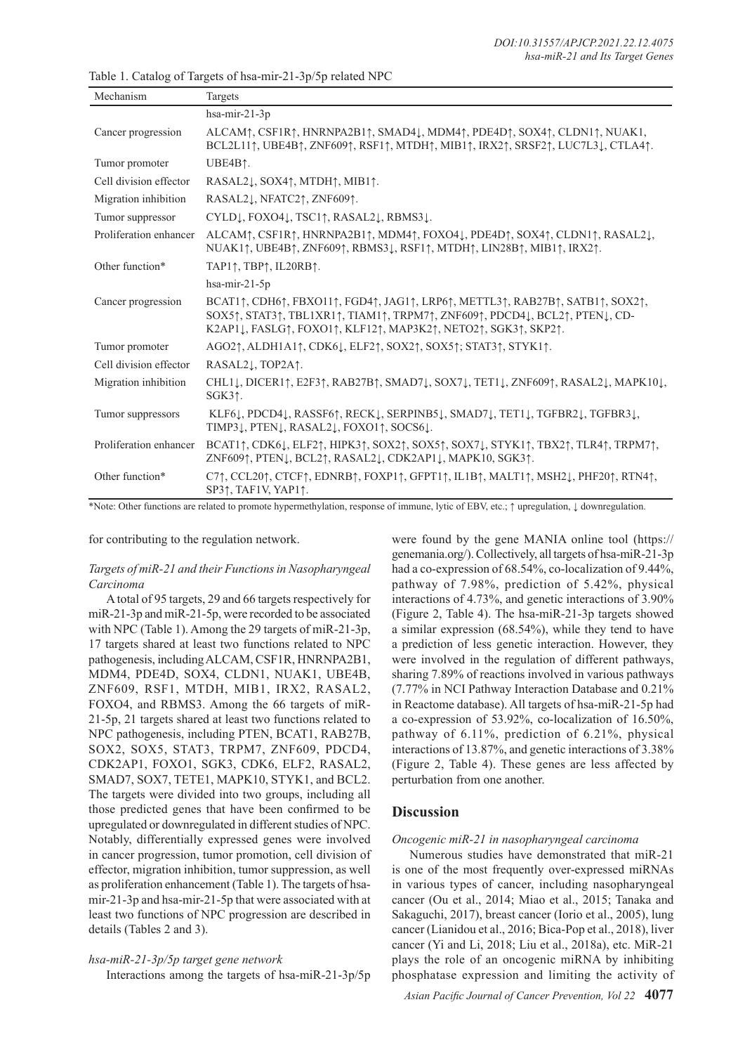Table 1. Catalog of Targets of hsa-mir-21-3p/5p related NPC

| Mechanism | Targets |
|---|---|
| | hsa-mir-21-3p |
| Cancer progression | ALCAM↑, CSF1R↑, HNRNPA2B1↑, SMAD4↓, MDM4↑, PDE4D↑, SOX4↑, CLDN1↑, NUAK1, BCL2L11↑, UBE4B↑, ZNF609↑, RSF1↑, MTDH↑, MIB1↑, IRX2↑, SRSF2↑, LUC7L3↓, CTLA4↑. |
| Tumor promoter | UBE4B↑. |
| Cell division effector | RASAL2↓, SOX4↑, MTDH↑, MIB1↑. |
| Migration inhibition | RASAL2↓, NFATC2↑, ZNF609↑. |
| Tumor suppressor | CYLD↓, FOXO4↓, TSC1↑, RASAL2↓, RBMS3↓. |
| Proliferation enhancer | ALCAM↑, CSF1R↑, HNRNPA2B1↑, MDM4↑, FOXO4↓, PDE4D↑, SOX4↑, CLDN1↑, RASAL2↓, NUAK1↑, UBE4B↑, ZNF609↑, RBMS3↓, RSF1↑, MTDH↑, LIN28B↑, MIB1↑, IRX2↑. |
| Other function* | TAP1↑, TBP↑, IL20RB↑. |
| | hsa-mir-21-5p |
| Cancer progression | BCAT1↑, CDH6↑, FBXO11↑, FGD4↑, JAG1↑, LRP6↑, METTL3↑, RAB27B↑, SATB1↑, SOX2↑, SOX5↑, STAT3↑, TBL1XR1↑, TIAM1↑, TRPM7↑, ZNF609↑, PDCD4↓, BCL2↑, PTEN↓, CD-K2AP1↓, FASLG↑, FOXO1↑, KLF12↑, MAP3K2↑, NETO2↑, SGK3↑, SKP2↑. |
| Tumor promoter | AGO2↑, ALDH1A1↑, CDK6↓, ELF2↑, SOX2↑, SOX5↑; STAT3↑, STYK1↑. |
| Cell division effector | RASAL2↓, TOP2A↑. |
| Migration inhibition | CHL1↓, DICER1↑, E2F3↑, RAB27B↑, SMAD7↓, SOX7↓, TET1↓, ZNF609↑, RASAL2↓, MAPK10↓, SGK3↑. |
| Tumor suppressors | KLF6↓, PDCD4↓, RASSF6↑, RECK↓, SERPINB5↓, SMAD7↓, TET1↓, TGFBR2↓, TGFBR3↓, TIMP3↓, PTEN↓, RASAL2↓, FOXO1↑, SOCS6↓. |
| Proliferation enhancer | BCAT1↑, CDK6↓, ELF2↑, HIPK3↑, SOX2↑, SOX5↑, SOX7↓, STYK1↑, TBX2↑, TLR4↑, TRPM7↑, ZNF609↑, PTEN↓, BCL2↑, RASAL2↓, CDK2AP1↓, MAPK10, SGK3↑. |
| Other function* | C7↑, CCL20↑, CTCF↑, EDNRB↑, FOXP1↑, GFPT1↑, IL1B↑, MALT1↑, MSH2↓, PHF20↑, RTN4↑, SP3↑, TAF1V, YAP1↑. |

*Note: Other functions are related to promote hypermethylation, response of immune, lytic of EBV, etc.; ↑ upregulation, ↓ downregulation.

for contributing to the regulation network.

### *Targets of miR-21 and their Functions in Nasopharyngeal Carcinoma*

A total of 95 targets, 29 and 66 targets respectively for miR-21-3p and miR-21-5p, were recorded to be associated with NPC (Table 1). Among the 29 targets of miR-21-3p, 17 targets shared at least two functions related to NPC pathogenesis, including ALCAM, CSF1R, HNRNPA2B1, MDM4, PDE4D, SOX4, CLDN1, NUAK1, UBE4B, ZNF609, RSF1, MTDH, MIB1, IRX2, RASAL2, FOXO4, and RBMS3. Among the 66 targets of miR-21-5p, 21 targets shared at least two functions related to NPC pathogenesis, including PTEN, BCAT1, RAB27B, SOX2, SOX5, STAT3, TRPM7, ZNF609, PDCD4, CDK2AP1, FOXO1, SGK3, CDK6, ELF2, RASAL2, SMAD7, SOX7, TETE1, MAPK10, STYK1, and BCL2. The targets were divided into two groups, including all those predicted genes that have been confirmed to be upregulated or downregulated in different studies of NPC. Notably, differentially expressed genes were involved in cancer progression, tumor promotion, cell division of effector, migration inhibition, tumor suppression, as well as proliferation enhancement (Table 1). The targets of hsa-mir-21-3p and hsa-mir-21-5p that were associated with at least two functions of NPC progression are described in details (Tables 2 and 3).

### *hsa-miR-21-3p/5p target gene network*

Interactions among the targets of hsa-miR-21-3p/5p were found by the gene MANIA online tool (https://genemania.org/). Collectively, all targets of hsa-miR-21-3p had a co-expression of 68.54%, co-localization of 9.44%, pathway of 7.98%, prediction of 5.42%, physical interactions of 4.73%, and genetic interactions of 3.90% (Figure 2, Table 4). The hsa-miR-21-3p targets showed a similar expression (68.54%), while they tend to have a prediction of less genetic interaction. However, they were involved in the regulation of different pathways, sharing 7.89% of reactions involved in various pathways (7.77% in NCI Pathway Interaction Database and 0.21% in Reactome database). All targets of hsa-miR-21-5p had a co-expression of 53.92%, co-localization of 16.50%, pathway of 6.11%, prediction of 6.21%, physical interactions of 13.87%, and genetic interactions of 3.38% (Figure 2, Table 4). These genes are less affected by perturbation from one another.

## Discussion

### *Oncogenic miR-21 in nasopharyngeal carcinoma*

Numerous studies have demonstrated that miR-21 is one of the most frequently over-expressed miRNAs in various types of cancer, including nasopharyngeal cancer (Ou et al., 2014; Miao et al., 2015; Tanaka and Sakaguchi, 2017), breast cancer (Iorio et al., 2005), lung cancer (Lianidou et al., 2016; Bica-Pop et al., 2018), liver cancer (Yi and Li, 2018; Liu et al., 2018a), etc. MiR-21 plays the role of an oncogenic miRNA by inhibiting phosphatase expression and limiting the activity of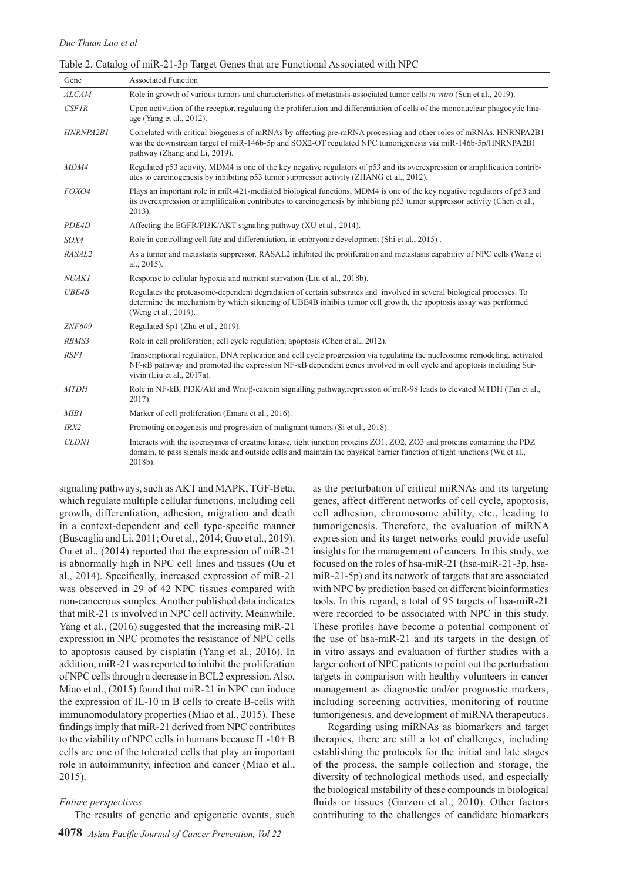Table 2. Catalog of miR-21-3p Target Genes that are Functional Associated with NPC

| Gene | Associated Function |
|---|---|
| *ALCAM* | Role in growth of various tumors and characteristics of metastasis-associated tumor cells *in vitro* (Sun et al., 2019). |
| *CSF1R* | Upon activation of the receptor, regulating the proliferation and differentiation of cells of the mononuclear phagocytic lineage (Yang et al., 2012). |
| *HNRNPA2B1* | Correlated with critical biogenesis of mRNAs by affecting pre-mRNA processing and other roles of mRNAs. HNRNPA2B1 was the downstream target of miR-146b-5p and SOX2-OT regulated NPC tumorigenesis via miR-146b-5p/HNRNPA2B1 pathway (Zhang and Li, 2019). |
| *MDM4* | Regulated p53 activity, MDM4 is one of the key negative regulators of p53 and its overexpression or amplification contributes to carcinogenesis by inhibiting p53 tumor suppressor activity (ZHANG et al., 2012). |
| *FOXO4* | Plays an important role in miR-421-mediated biological functions, MDM4 is one of the key negative regulators of p53 and its overexpression or amplification contributes to carcinogenesis by inhibiting p53 tumor suppressor activity (Chen et al., 2013). |
| *PDE4D* | Affecting the EGFR/PI3K/AKT signaling pathway (XU et al., 2014). |
| *SOX4* | Role in controlling cell fate and differentiation, in embryonic development (Shi et al., 2015) . |
| *RASAL2* | As a tumor and metastasis suppressor. RASAL2 inhibited the proliferation and metastasis capability of NPC cells (Wang et al., 2015). |
| *NUAK1* | Response to cellular hypoxia and nutrient starvation (Liu et al., 2018b). |
| *UBE4B* | Regulates the proteasome-dependent degradation of certain substrates and involved in several biological processes. To determine the mechanism by which silencing of UBE4B inhibits tumor cell growth, the apoptosis assay was performed (Weng et al., 2019). |
| *ZNF609* | Regulated Sp1 (Zhu et al., 2019). |
| *RBMS3* | Role in cell proliferation; cell cycle regulation; apoptosis (Chen et al., 2012). |
| *RSF1* | Transcriptional regulation, DNA replication and cell cycle progression via regulating the nucleosome remodeling. activated NF-κB pathway and promoted the expression NF-κB dependent genes involved in cell cycle and apoptosis including Survivin (Liu et al., 2017a). |
| *MTDH* | Role in NF-kB, PI3K/Akt and Wnt/β-catenin signalling pathway,repression of miR-98 leads to elevated MTDH (Tan et al., 2017). |
| *MIB1* | Marker of cell proliferation (Emara et al., 2016). |
| *IRX2* | Promoting oncogenesis and progression of malignant tumors (Si et al., 2018). |
| *CLDN1* | Interacts with the isoenzymes of creatine kinase, tight junction proteins ZO1, ZO2, ZO3 and proteins containing the PDZ domain, to pass signals inside and outside cells and maintain the physical barrier function of tight junctions (Wu et al., 2018b). |

signaling pathways, such as AKT and MAPK, TGF-Beta, which regulate multiple cellular functions, including cell growth, differentiation, adhesion, migration and death in a context-dependent and cell type-specific manner (Buscaglia and Li, 2011; Ou et al., 2014; Guo et al., 2019). Ou et al., (2014) reported that the expression of miR-21 is abnormally high in NPC cell lines and tissues (Ou et al., 2014). Specifically, increased expression of miR-21 was observed in 29 of 42 NPC tissues compared with non-cancerous samples. Another published data indicates that miR-21 is involved in NPC cell activity. Meanwhile, Yang et al., (2016) suggested that the increasing miR-21 expression in NPC promotes the resistance of NPC cells to apoptosis caused by cisplatin (Yang et al., 2016). In addition, miR-21 was reported to inhibit the proliferation of NPC cells through a decrease in BCL2 expression. Also, Miao et al., (2015) found that miR-21 in NPC can induce the expression of IL-10 in B cells to create B-cells with immunomodulatory properties (Miao et al., 2015). These findings imply that miR-21 derived from NPC contributes to the viability of NPC cells in humans because IL-10+ B cells are one of the tolerated cells that play an important role in autoimmunity, infection and cancer (Miao et al., 2015).

*Future perspectives*

The results of genetic and epigenetic events, such as the perturbation of critical miRNAs and its targeting genes, affect different networks of cell cycle, apoptosis, cell adhesion, chromosome ability, etc., leading to tumorigenesis. Therefore, the evaluation of miRNA expression and its target networks could provide useful insights for the management of cancers. In this study, we focused on the roles of hsa-miR-21 (hsa-miR-21-3p, hsa-miR-21-5p) and its network of targets that are associated with NPC by prediction based on different bioinformatics tools. In this regard, a total of 95 targets of hsa-miR-21 were recorded to be associated with NPC in this study. These profiles have become a potential component of the use of hsa-miR-21 and its targets in the design of in vitro assays and evaluation of further studies with a larger cohort of NPC patients to point out the perturbation targets in comparison with healthy volunteers in cancer management as diagnostic and/or prognostic markers, including screening activities, monitoring of routine tumorigenesis, and development of miRNA therapeutics.

Regarding using miRNAs as biomarkers and target therapies, there are still a lot of challenges, including establishing the protocols for the initial and late stages of the process, the sample collection and storage, the diversity of technological methods used, and especially the biological instability of these compounds in biological fluids or tissues (Garzon et al., 2010). Other factors contributing to the challenges of candidate biomarkers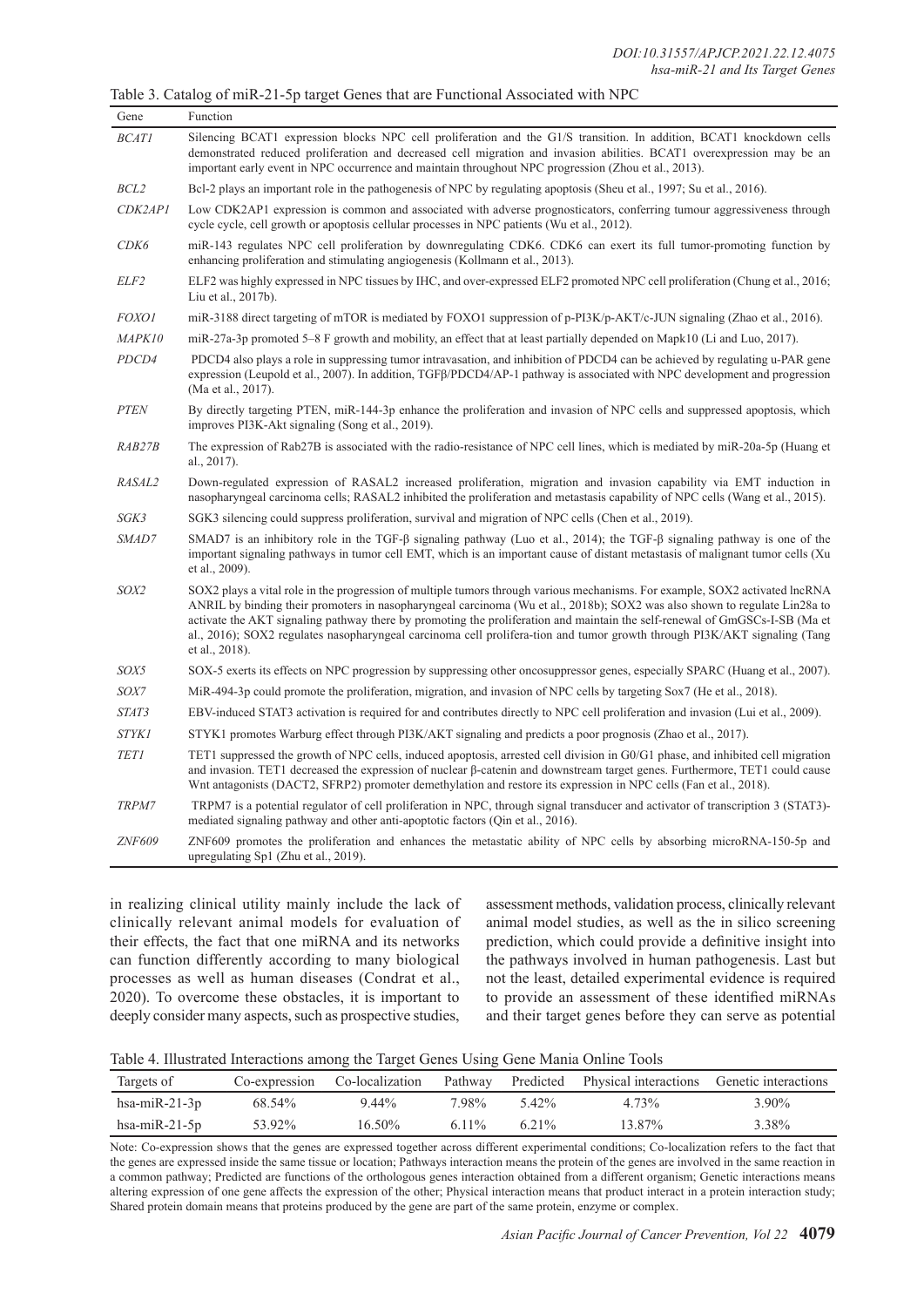Table 3. Catalog of miR-21-5p target Genes that are Functional Associated with NPC

| Gene | Function |
|---|---|
| *BCAT1* | Silencing BCAT1 expression blocks NPC cell proliferation and the G1/S transition. In addition, BCAT1 knockdown cells demonstrated reduced proliferation and decreased cell migration and invasion abilities. BCAT1 overexpression may be an important early event in NPC occurrence and maintain throughout NPC progression (Zhou et al., 2013). |
| *BCL2* | Bcl-2 plays an important role in the pathogenesis of NPC by regulating apoptosis (Sheu et al., 1997; Su et al., 2016). |
| *CDK2AP1* | Low CDK2AP1 expression is common and associated with adverse prognosticators, conferring tumour aggressiveness through cycle cycle, cell growth or apoptosis cellular processes in NPC patients (Wu et al., 2012). |
| *CDK6* | miR-143 regulates NPC cell proliferation by downregulating CDK6. CDK6 can exert its full tumor-promoting function by enhancing proliferation and stimulating angiogenesis (Kollmann et al., 2013). |
| *ELF2* | ELF2 was highly expressed in NPC tissues by IHC, and over-expressed ELF2 promoted NPC cell proliferation (Chung et al., 2016; Liu et al., 2017b). |
| *FOXO1* | miR-3188 direct targeting of mTOR is mediated by FOXO1 suppression of p-PI3K/p-AKT/c-JUN signaling (Zhao et al., 2016). |
| *MAPK10* | miR-27a-3p promoted 5–8 F growth and mobility, an effect that at least partially depended on Mapk10 (Li and Luo, 2017). |
| *PDCD4* | PDCD4 also plays a role in suppressing tumor intravasation, and inhibition of PDCD4 can be achieved by regulating u-PAR gene expression (Leupold et al., 2007). In addition, TGFβ/PDCD4/AP-1 pathway is associated with NPC development and progression (Ma et al., 2017). |
| *PTEN* | By directly targeting PTEN, miR-144-3p enhance the proliferation and invasion of NPC cells and suppressed apoptosis, which improves PI3K-Akt signaling (Song et al., 2019). |
| *RAB27B* | The expression of Rab27B is associated with the radio-resistance of NPC cell lines, which is mediated by miR-20a-5p (Huang et al., 2017). |
| *RASAL2* | Down-regulated expression of RASAL2 increased proliferation, migration and invasion capability via EMT induction in nasopharyngeal carcinoma cells; RASAL2 inhibited the proliferation and metastasis capability of NPC cells (Wang et al., 2015). |
| *SGK3* | SGK3 silencing could suppress proliferation, survival and migration of NPC cells (Chen et al., 2019). |
| *SMAD7* | SMAD7 is an inhibitory role in the TGF-β signaling pathway (Luo et al., 2014); the TGF-β signaling pathway is one of the important signaling pathways in tumor cell EMT, which is an important cause of distant metastasis of malignant tumor cells (Xu et al., 2009). |
| *SOX2* | SOX2 plays a vital role in the progression of multiple tumors through various mechanisms. For example, SOX2 activated lncRNA ANRIL by binding their promoters in nasopharyngeal carcinoma (Wu et al., 2018b); SOX2 was also shown to regulate Lin28a to activate the AKT signaling pathway there by promoting the proliferation and maintain the self-renewal of GmGSCs-I-SB (Ma et al., 2016); SOX2 regulates nasopharyngeal carcinoma cell prolifera-tion and tumor growth through PI3K/AKT signaling (Tang et al., 2018). |
| *SOX5* | SOX-5 exerts its effects on NPC progression by suppressing other oncosuppressor genes, especially SPARC (Huang et al., 2007). |
| *SOX7* | MiR-494-3p could promote the proliferation, migration, and invasion of NPC cells by targeting Sox7 (He et al., 2018). |
| *STAT3* | EBV-induced STAT3 activation is required for and contributes directly to NPC cell proliferation and invasion (Lui et al., 2009). |
| *STYK1* | STYK1 promotes Warburg effect through PI3K/AKT signaling and predicts a poor prognosis (Zhao et al., 2017). |
| *TET1* | TET1 suppressed the growth of NPC cells, induced apoptosis, arrested cell division in G0/G1 phase, and inhibited cell migration and invasion. TET1 decreased the expression of nuclear β-catenin and downstream target genes. Furthermore, TET1 could cause Wnt antagonists (DACT2, SFRP2) promoter demethylation and restore its expression in NPC cells (Fan et al., 2018). |
| *TRPM7* | TRPM7 is a potential regulator of cell proliferation in NPC, through signal transducer and activator of transcription 3 (STAT3)-mediated signaling pathway and other anti-apoptotic factors (Qin et al., 2016). |
| *ZNF609* | ZNF609 promotes the proliferation and enhances the metastatic ability of NPC cells by absorbing microRNA-150-5p and upregulating Sp1 (Zhu et al., 2019). |

in realizing clinical utility mainly include the lack of clinically relevant animal models for evaluation of their effects, the fact that one miRNA and its networks can function differently according to many biological processes as well as human diseases (Condrat et al., 2020). To overcome these obstacles, it is important to deeply consider many aspects, such as prospective studies, assessment methods, validation process, clinically relevant animal model studies, as well as the in silico screening prediction, which could provide a definitive insight into the pathways involved in human pathogenesis. Last but not the least, detailed experimental evidence is required to provide an assessment of these identified miRNAs and their target genes before they can serve as potential

Table 4. Illustrated Interactions among the Target Genes Using Gene Mania Online Tools

| Targets of | Co-expression | Co-localization | Pathway | Predicted | Physical interactions | Genetic interactions |
|---|---|---|---|---|---|---|
| hsa-miR-21-3p | 68.54% | 9.44% | 7.98% | 5.42% | 4.73% | 3.90% |
| hsa-miR-21-5p | 53.92% | 16.50% | 6.11% | 6.21% | 13.87% | 3.38% |

Note: Co-expression shows that the genes are expressed together across different experimental conditions; Co-localization refers to the fact that the genes are expressed inside the same tissue or location; Pathways interaction means the protein of the genes are involved in the same reaction in a common pathway; Predicted are functions of the orthologous genes interaction obtained from a different organism; Genetic interactions means altering expression of one gene affects the expression of the other; Physical interaction means that product interact in a protein interaction study; Shared protein domain means that proteins produced by the gene are part of the same protein, enzyme or complex.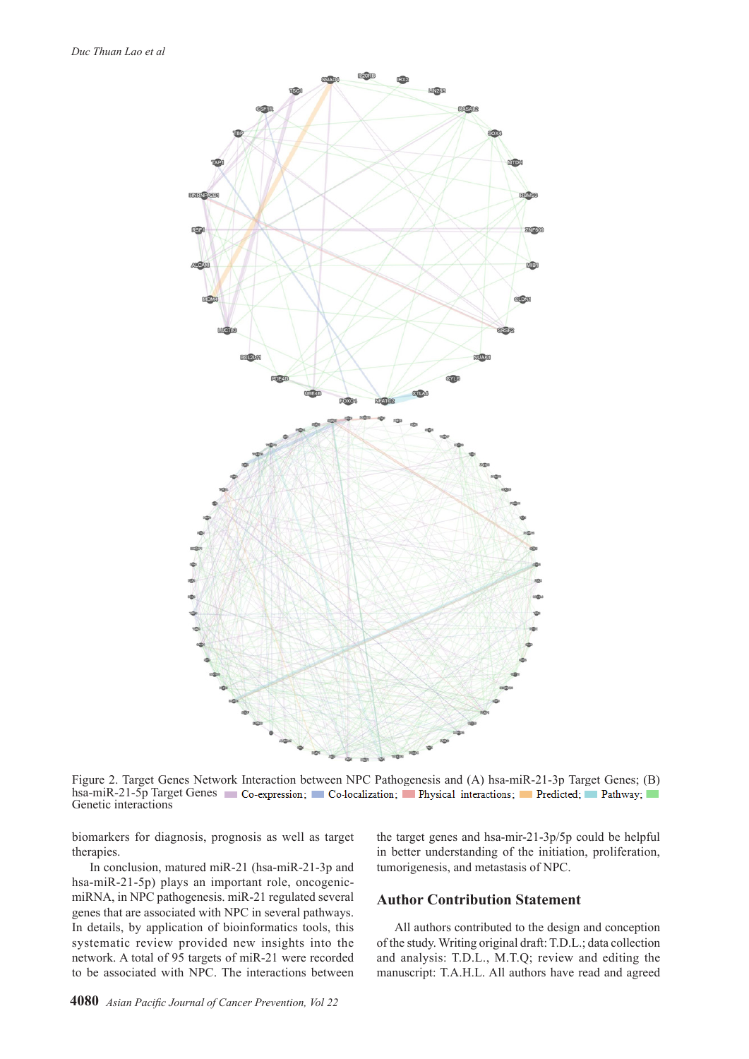Figure 2. Target Genes Network Interaction between NPC Pathogenesis and (A) hsa-miR-21-3p Target Genes; (B) hsa-miR-21-5p Target Genes Co-expression; Co-localization; Physical interactions; Predicted; Pathway; Genetic interactions

biomarkers for diagnosis, prognosis as well as target therapies.

In conclusion, matured miR-21 (hsa-miR-21-3p and hsa-miR-21-5p) plays an important role, oncogenic-miRNA, in NPC pathogenesis. miR-21 regulated several genes that are associated with NPC in several pathways. In details, by application of bioinformatics tools, this systematic review provided new insights into the network. A total of 95 targets of miR-21 were recorded to be associated with NPC. The interactions between the target genes and hsa-mir-21-3p/5p could be helpful in better understanding of the initiation, proliferation, tumorigenesis, and metastasis of NPC.

## Author Contribution Statement

All authors contributed to the design and conception of the study. Writing original draft: T.D.L.; data collection and analysis: T.D.L., M.T.Q; review and editing the manuscript: T.A.H.L. All authors have read and agreed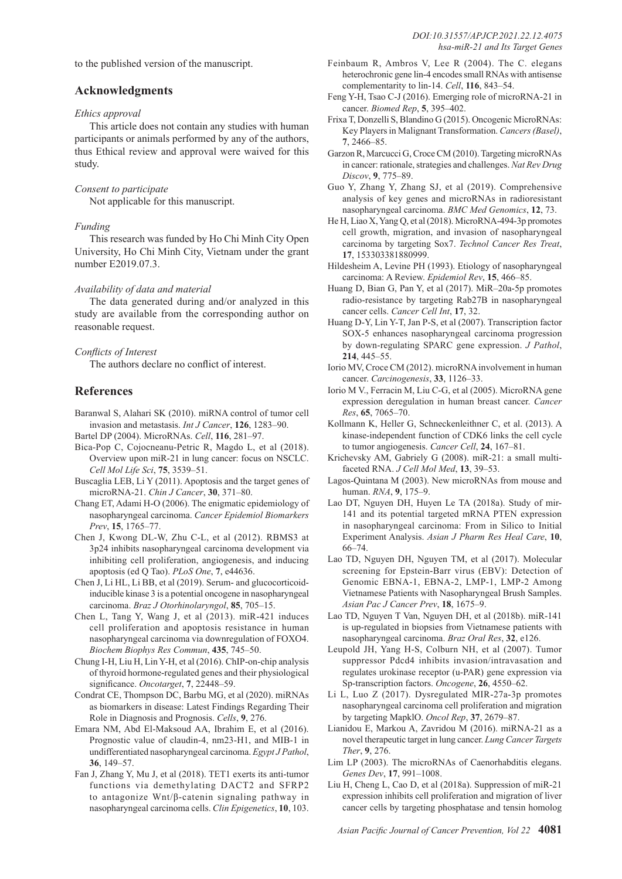to the published version of the manuscript.

## Acknowledgments

*Ethics approval*

This article does not contain any studies with human participants or animals performed by any of the authors, thus Ethical review and approval were waived for this study.

*Consent to participate*

Not applicable for this manuscript.

*Funding*

This research was funded by Ho Chi Minh City Open University, Ho Chi Minh City, Vietnam under the grant number E2019.07.3.

*Availability of data and material*

The data generated during and/or analyzed in this study are available from the corresponding author on reasonable request.

*Conflicts of Interest*

The authors declare no conflict of interest.

## References

Baranwal S, Alahari SK (2010). miRNA control of tumor cell invasion and metastasis. *Int J Cancer*, **126**, 1283–90.

Bartel DP (2004). MicroRNAs. *Cell*, **116**, 281–97.

Bica-Pop C, Cojocneanu-Petric R, Magdo L, et al (2018). Overview upon miR-21 in lung cancer: focus on NSCLC. *Cell Mol Life Sci*, **75**, 3539–51.

Buscaglia LEB, Li Y (2011). Apoptosis and the target genes of microRNA-21. *Chin J Cancer*, **30**, 371–80.

Chang ET, Adami H-O (2006). The enigmatic epidemiology of nasopharyngeal carcinoma. *Cancer Epidemiol Biomarkers Prev*, **15**, 1765–77.

Chen J, Kwong DL-W, Zhu C-L, et al (2012). RBMS3 at 3p24 inhibits nasopharyngeal carcinoma development via inhibiting cell proliferation, angiogenesis, and inducing apoptosis (ed Q Tao). *PLoS One*, **7**, e44636.

Chen J, Li HL, Li BB, et al (2019). Serum- and glucocorticoid-inducible kinase 3 is a potential oncogene in nasopharyngeal carcinoma. *Braz J Otorhinolaryngol*, **85**, 705–15.

Chen L, Tang Y, Wang J, et al (2013). miR-421 induces cell proliferation and apoptosis resistance in human nasopharyngeal carcinoma via downregulation of FOXO4. *Biochem Biophys Res Commun*, **435**, 745–50.

Chung I-H, Liu H, Lin Y-H, et al (2016). ChIP-on-chip analysis of thyroid hormone-regulated genes and their physiological significance. *Oncotarget*, **7**, 22448–59.

Condrat CE, Thompson DC, Barbu MG, et al (2020). miRNAs as biomarkers in disease: Latest Findings Regarding Their Role in Diagnosis and Prognosis. *Cells*, **9**, 276.

Emara NM, Abd El-Maksoud AA, Ibrahim E, et al (2016). Prognostic value of claudin-4, nm23-H1, and MIB-1 in undifferentiated nasopharyngeal carcinoma. *Egypt J Pathol*, **36**, 149–57.

Fan J, Zhang Y, Mu J, et al (2018). TET1 exerts its anti-tumor functions via demethylating DACT2 and SFRP2 to antagonize Wnt/β-catenin signaling pathway in nasopharyngeal carcinoma cells. *Clin Epigenetics*, **10**, 103.

Feinbaum R, Ambros V, Lee R (2004). The C. elegans heterochronic gene lin-4 encodes small RNAs with antisense complementarity to lin-14. *Cell*, **116**, 843–54.

Feng Y-H, Tsao C-J (2016). Emerging role of microRNA-21 in cancer. *Biomed Rep*, **5**, 395–402.

Frixa T, Donzelli S, Blandino G (2015). Oncogenic MicroRNAs: Key Players in Malignant Transformation. *Cancers (Basel)*, **7**, 2466–85.

Garzon R, Marcucci G, Croce CM (2010). Targeting microRNAs in cancer: rationale, strategies and challenges. *Nat Rev Drug Discov*, **9**, 775–89.

Guo Y, Zhang Y, Zhang SJ, et al (2019). Comprehensive analysis of key genes and microRNAs in radioresistant nasopharyngeal carcinoma. *BMC Med Genomics*, **12**, 73.

He H, Liao X, Yang Q, et al (2018). MicroRNA-494-3p promotes cell growth, migration, and invasion of nasopharyngeal carcinoma by targeting Sox7. *Technol Cancer Res Treat*, **17**, 153303381880999.

Hildesheim A, Levine PH (1993). Etiology of nasopharyngeal carcinoma: A Review. *Epidemiol Rev*, **15**, 466–85.

Huang D, Bian G, Pan Y, et al (2017). MiR–20a-5p promotes radio-resistance by targeting Rab27B in nasopharyngeal cancer cells. *Cancer Cell Int*, **17**, 32.

Huang D-Y, Lin Y-T, Jan P-S, et al (2007). Transcription factor SOX-5 enhances nasopharyngeal carcinoma progression by down-regulating SPARC gene expression. *J Pathol*, **214**, 445–55.

Iorio MV, Croce CM (2012). microRNA involvement in human cancer. *Carcinogenesis*, **33**, 1126–33.

Iorio M V., Ferracin M, Liu C-G, et al (2005). MicroRNA gene expression deregulation in human breast cancer. *Cancer Res*, **65**, 7065–70.

Kollmann K, Heller G, Schneckenleithner C, et al. (2013). A kinase-independent function of CDK6 links the cell cycle to tumor angiogenesis. *Cancer Cell*, **24**, 167–81.

Krichevsky AM, Gabriely G (2008). miR-21: a small multi-faceted RNA. *J Cell Mol Med*, **13**, 39–53.

Lagos-Quintana M (2003). New microRNAs from mouse and human. *RNA*, **9**, 175–9.

Lao DT, Nguyen DH, Huyen Le TA (2018a). Study of mir-141 and its potential targeted mRNA PTEN expression in nasopharyngeal carcinoma: From in Silico to Initial Experiment Analysis. *Asian J Pharm Res Heal Care*, **10**, 66–74.

Lao TD, Nguyen DH, Nguyen TM, et al (2017). Molecular screening for Epstein-Barr virus (EBV): Detection of Genomic EBNA-1, EBNA-2, LMP-1, LMP-2 Among Vietnamese Patients with Nasopharyngeal Brush Samples. *Asian Pac J Cancer Prev*, **18**, 1675–9.

Lao TD, Nguyen T Van, Nguyen DH, et al (2018b). miR-141 is up-regulated in biopsies from Vietnamese patients with nasopharyngeal carcinoma. *Braz Oral Res*, **32**, e126.

Leupold JH, Yang H-S, Colburn NH, et al (2007). Tumor suppressor Pdcd4 inhibits invasion/intravasation and regulates urokinase receptor (u-PAR) gene expression via Sp-transcription factors. *Oncogene*, **26**, 4550–62.

Li L, Luo Z (2017). Dysregulated MIR-27a-3p promotes nasopharyngeal carcinoma cell proliferation and migration by targeting MapklO. *Oncol Rep*, **37**, 2679–87.

Lianidou E, Markou A, Zavridou M (2016). miRNA-21 as a novel therapeutic target in lung cancer. *Lung Cancer Targets Ther*, **9**, 276.

Lim LP (2003). The microRNAs of Caenorhabditis elegans. *Genes Dev*, **17**, 991–1008.

Liu H, Cheng L, Cao D, et al (2018a). Suppression of miR-21 expression inhibits cell proliferation and migration of liver cancer cells by targeting phosphatase and tensin homolog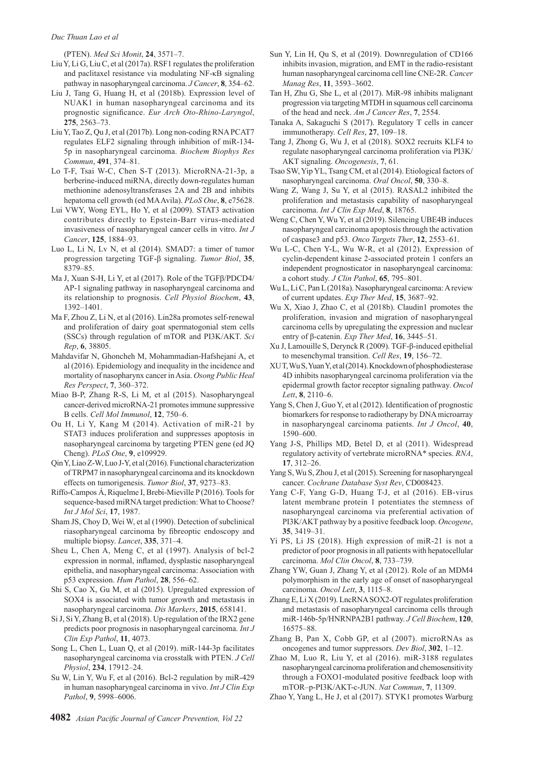(PTEN). *Med Sci Monit*, **24**, 3571–7.

Liu Y, Li G, Liu C, et al (2017a). RSF1 regulates the proliferation and paclitaxel resistance via modulating NF-κB signaling pathway in nasopharyngeal carcinoma. *J Cancer*, **8**, 354–62.

Liu J, Tang G, Huang H, et al (2018b). Expression level of NUAK1 in human nasopharyngeal carcinoma and its prognostic significance. *Eur Arch Oto-Rhino-Laryngol*, **275**, 2563–73.

Liu Y, Tao Z, Qu J, et al (2017b). Long non-coding RNA PCAT7 regulates ELF2 signaling through inhibition of miR-134-5p in nasopharyngeal carcinoma. *Biochem Biophys Res Commun*, **491**, 374–81.

Lo T-F, Tsai W-C, Chen S-T (2013). MicroRNA-21-3p, a berberine-induced miRNA, directly down-regulates human methionine adenosyltransferases 2A and 2B and inhibits hepatoma cell growth (ed MA Avila). *PLoS One*, **8**, e75628.

Lui VWY, Wong EYL, Ho Y, et al (2009). STAT3 activation contributes directly to Epstein-Barr virus-mediated invasiveness of nasopharyngeal cancer cells in vitro. *Int J Cancer*, **125**, 1884–93.

Luo L, Li N, Lv N, et al (2014). SMAD7: a timer of tumor progression targeting TGF-β signaling. *Tumor Biol*, **35**, 8379–85.

Ma J, Xuan S-H, Li Y, et al (2017). Role of the TGFβ/PDCD4/AP-1 signaling pathway in nasopharyngeal carcinoma and its relationship to prognosis. *Cell Physiol Biochem*, **43**, 1392–1401.

Ma F, Zhou Z, Li N, et al (2016). Lin28a promotes self-renewal and proliferation of dairy goat spermatogonial stem cells (SSCs) through regulation of mTOR and PI3K/AKT. *Sci Rep*, **6**, 38805.

Mahdavifar N, Ghoncheh M, Mohammadian-Hafshejani A, et al (2016). Epidemiology and inequality in the incidence and mortality of nasopharynx cancer in Asia. *Osong Public Heal Res Perspect*, **7**, 360–372.

Miao B-P, Zhang R-S, Li M, et al (2015). Nasopharyngeal cancer-derived microRNA-21 promotes immune suppressive B cells. *Cell Mol Immunol*, **12**, 750–6.

Ou H, Li Y, Kang M (2014). Activation of miR-21 by STAT3 induces proliferation and suppresses apoptosis in nasopharyngeal carcinoma by targeting PTEN gene (ed JQ Cheng). *PLoS One*, **9**, e109929.

Qin Y, Liao Z-W, Luo J-Y, et al (2016). Functional characterization of TRPM7 in nasopharyngeal carcinoma and its knockdown effects on tumorigenesis. *Tumor Biol*, **37**, 9273–83.

Riffo-Campos Á, Riquelme I, Brebi-Mieville P (2016). Tools for sequence-based miRNA target prediction: What to Choose? *Int J Mol Sci*, **17**, 1987.

Sham JS, Choy D, Wei W, et al (1990). Detection of subclinical riasopharyngeal carcinoma by fibreoptic endoscopy and multiple biopsy. *Lancet*, **335**, 371–4.

Sheu L, Chen A, Meng C, et al (1997). Analysis of bcl-2 expression in normal, inflamed, dysplastic nasopharyngeal epithelia, and nasopharyngeal carcinoma: Association with p53 expression. *Hum Pathol*, **28**, 556–62.

Shi S, Cao X, Gu M, et al (2015). Upregulated expression of SOX4 is associated with tumor growth and metastasis in nasopharyngeal carcinoma. *Dis Markers*, **2015**, 658141.

Si J, Si Y, Zhang B, et al (2018). Up-regulation of the IRX2 gene predicts poor prognosis in nasopharyngeal carcinoma. *Int J Clin Exp Pathol*, **11**, 4073.

Song L, Chen L, Luan Q, et al (2019). miR-144-3p facilitates nasopharyngeal carcinoma via crosstalk with PTEN. *J Cell Physiol*, **234**, 17912–24.

Su W, Lin Y, Wu F, et al (2016). Bcl-2 regulation by miR-429 in human nasopharyngeal carcinoma in vivo. *Int J Clin Exp Pathol*, **9**, 5998–6006.

Sun Y, Lin H, Qu S, et al (2019). Downregulation of CD166 inhibits invasion, migration, and EMT in the radio-resistant human nasopharyngeal carcinoma cell line CNE-2R. *Cancer Manag Res*, **11**, 3593–3602.

Tan H, Zhu G, She L, et al (2017). MiR-98 inhibits malignant progression via targeting MTDH in squamous cell carcinoma of the head and neck. *Am J Cancer Res*, **7**, 2554.

Tanaka A, Sakaguchi S (2017). Regulatory T cells in cancer immunotherapy. *Cell Res*, **27**, 109–18.

Tang J, Zhong G, Wu J, et al (2018). SOX2 recruits KLF4 to regulate nasopharyngeal carcinoma proliferation via PI3K/AKT signaling. *Oncogenesis*, **7**, 61.

Tsao SW, Yip YL, Tsang CM, et al (2014). Etiological factors of nasopharyngeal carcinoma. *Oral Oncol*, **50**, 330–8.

Wang Z, Wang J, Su Y, et al (2015). RASAL2 inhibited the proliferation and metastasis capability of nasopharyngeal carcinoma. *Int J Clin Exp Med*, **8**, 18765.

Weng C, Chen Y, Wu Y, et al (2019). Silencing UBE4B induces nasopharyngeal carcinoma apoptosis through the activation of caspase3 and p53. *Onco Targets Ther*, **12**, 2553–61.

Wu L-C, Chen Y-L, Wu W-R, et al (2012). Expression of cyclin-dependent kinase 2-associated protein 1 confers an independent prognosticator in nasopharyngeal carcinoma: a cohort study. *J Clin Pathol*, **65**, 795–801.

Wu L, Li C, Pan L (2018a). Nasopharyngeal carcinoma: A review of current updates. *Exp Ther Med*, **15**, 3687–92.

Wu X, Xiao J, Zhao C, et al (2018b). Claudin1 promotes the proliferation, invasion and migration of nasopharyngeal carcinoma cells by upregulating the expression and nuclear entry of β-catenin. *Exp Ther Med*, **16**, 3445–51.

Xu J, Lamouille S, Derynck R (2009). TGF-β-induced epithelial to mesenchymal transition. *Cell Res*, **19**, 156–72.

XU T, Wu S, Yuan Y, et al (2014). Knockdown of phosphodiesterase 4D inhibits nasopharyngeal carcinoma proliferation via the epidermal growth factor receptor signaling pathway. *Oncol Lett*, **8**, 2110–6.

Yang S, Chen J, Guo Y, et al (2012). Identification of prognostic biomarkers for response to radiotherapy by DNA microarray in nasopharyngeal carcinoma patients. *Int J Oncol*, **40**, 1590–600.

Yang J-S, Phillips MD, Betel D, et al (2011). Widespread regulatory activity of vertebrate microRNA* species. *RNA*, **17**, 312–26.

Yang S, Wu S, Zhou J, et al (2015). Screening for nasopharyngeal cancer. *Cochrane Database Syst Rev*, CD008423.

Yang C-F, Yang G-D, Huang T-J, et al (2016). EB-virus latent membrane protein 1 potentiates the stemness of nasopharyngeal carcinoma via preferential activation of PI3K/AKT pathway by a positive feedback loop. *Oncogene*, **35**, 3419–31.

Yi PS, Li JS (2018). High expression of miR-21 is not a predictor of poor prognosis in all patients with hepatocellular carcinoma. *Mol Clin Oncol*, **8**, 733–739.

Zhang YW, Guan J, Zhang Y, et al (2012). Role of an MDM4 polymorphism in the early age of onset of nasopharyngeal carcinoma. *Oncol Lett*, **3**, 1115–8.

Zhang E, Li X (2019). LncRNA SOX2-OT regulates proliferation and metastasis of nasopharyngeal carcinoma cells through miR-146b-5p/HNRNPA2B1 pathway. *J Cell Biochem*, **120**, 16575–88.

Zhang B, Pan X, Cobb GP, et al (2007). microRNAs as oncogenes and tumor suppressors. *Dev Biol*, **302**, 1–12.

Zhao M, Luo R, Liu Y, et al (2016). miR-3188 regulates nasopharyngeal carcinoma proliferation and chemosensitivity through a FOXO1-modulated positive feedback loop with mTOR–p-PI3K/AKT-c-JUN. *Nat Commun*, **7**, 11309.

Zhao Y, Yang L, He J, et al (2017). STYK1 promotes Warburg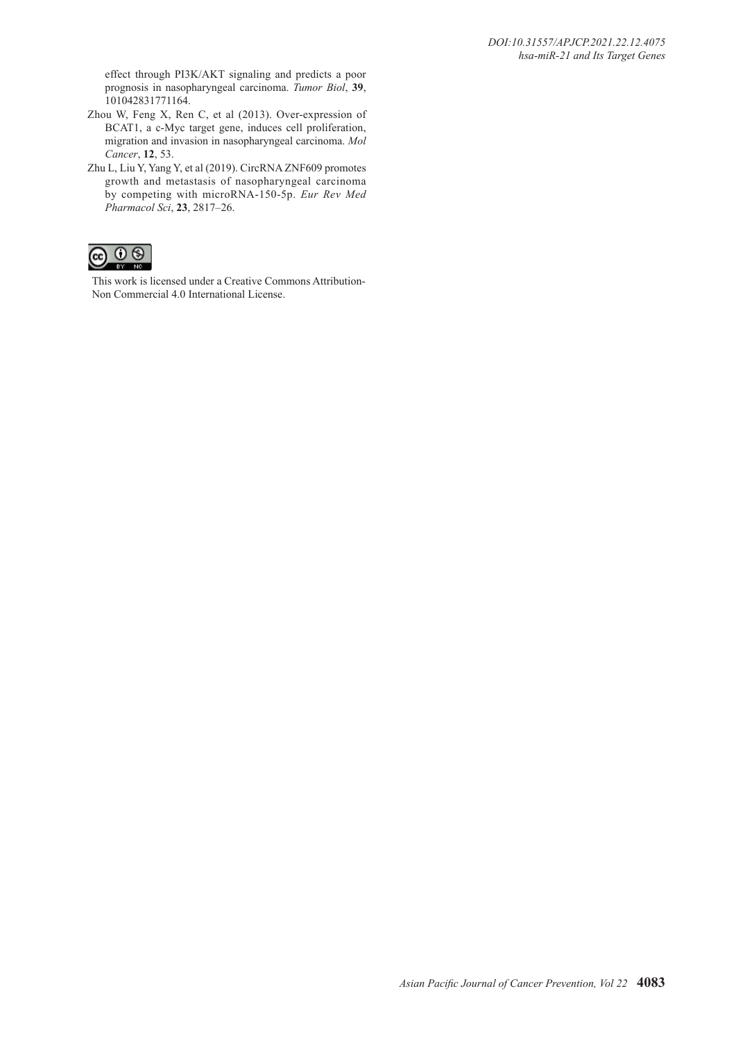effect through PI3K/AKT signaling and predicts a poor prognosis in nasopharyngeal carcinoma. *Tumor Biol*, **39**, 101042831771164.

Zhou W, Feng X, Ren C, et al (2013). Over-expression of BCAT1, a c-Myc target gene, induces cell proliferation, migration and invasion in nasopharyngeal carcinoma. *Mol Cancer*, **12**, 53.

Zhu L, Liu Y, Yang Y, et al (2019). CircRNA ZNF609 promotes growth and metastasis of nasopharyngeal carcinoma by competing with microRNA-150-5p. *Eur Rev Med Pharmacol Sci*, **23**, 2817–26.

This work is licensed under a Creative Commons Attribution-Non Commercial 4.0 International License.